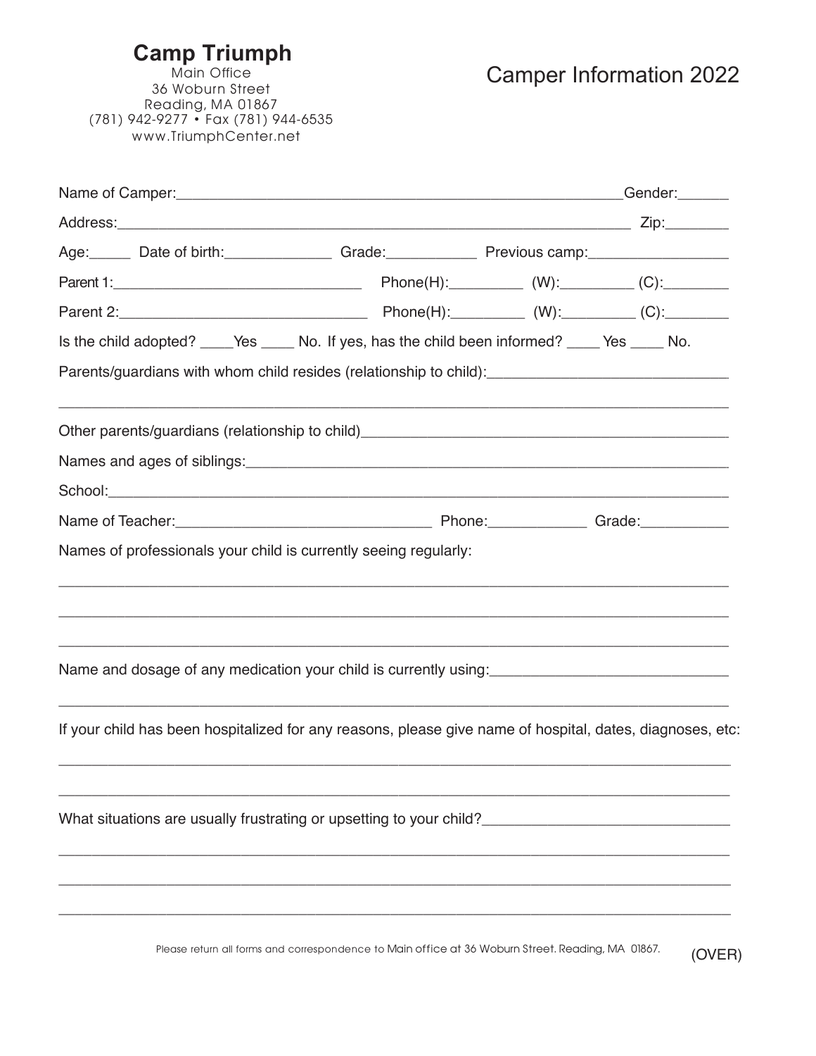**Camp Triumph**
Main Office
36 Woburn Street
Reading, MA 01867
(781) 942-9277 • Fax (781) 944-6535
www.TriumphCenter.net

# Camper Information 2022

Name of Camper:_______________________________________________________Gender:______

Address:______________________________________________________________ Zip:________

Age:_____ Date of birth:_____________ Grade:___________ Previous camp:_________________

Parent 1:______________________________ Phone(H):_________ (W):_________ (C):________

Parent 2:______________________________ Phone(H):_________ (W):_________ (C):________

Is the child adopted? ____Yes ____ No. If yes, has the child been informed? ____ Yes ____ No.

Parents/guardians with whom child resides (relationship to child):____________________________

_________________________________________________________________________________

Other parents/guardians (relationship to child)_____________________________________________

Names and ages of siblings:__________________________________________________________

School:__________________________________________________________________________

Name of Teacher:______________________________ Phone:____________ Grade:___________

Names of professionals your child is currently seeing regularly:

_________________________________________________________________________________

_________________________________________________________________________________

_________________________________________________________________________________

Name and dosage of any medication your child is currently using:_____________________________

_________________________________________________________________________________

If your child has been hospitalized for any reasons, please give name of hospital, dates, diagnoses, etc:

_________________________________________________________________________________

_________________________________________________________________________________

What situations are usually frustrating or upsetting to your child?______________________________

_________________________________________________________________________________

_________________________________________________________________________________

_________________________________________________________________________________

Please return all forms and correspondence to Main office at 36 Woburn Street. Reading, MA 01867.

(OVER)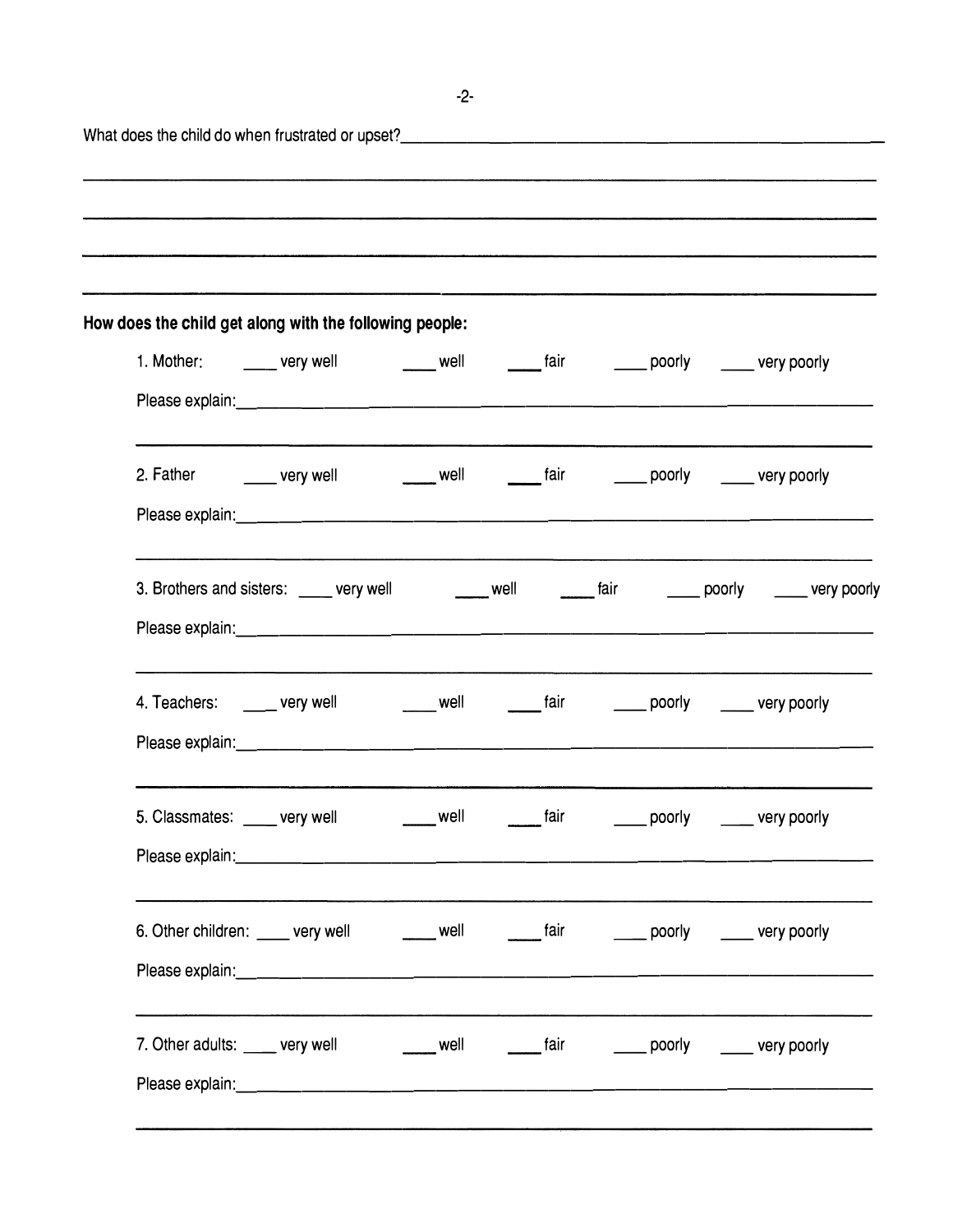What does the child do when frustrated or upset?______________________________________________

______________________________________________________________________________

______________________________________________________________________________

______________________________________________________________________________

______________________________________________________________________________

**How does the child get along with the following people:**

1. Mother: ____ very well ____ well ____ fair ____ poorly ____ very poorly

   Please explain:_______________________________________________________________

   ______________________________________________________________________________

2. Father ____ very well ____ well ____ fair ____ poorly ____ very poorly

   Please explain:_______________________________________________________________

   ______________________________________________________________________________

3. Brothers and sisters: ____ very well ____ well ____ fair ____ poorly ____ very poorly

   Please explain:_______________________________________________________________

   ______________________________________________________________________________

4. Teachers: ____ very well ____ well ____ fair ____ poorly ____ very poorly

   Please explain:_______________________________________________________________

   ______________________________________________________________________________

5. Classmates: ____ very well ____ well ____ fair ____ poorly ____ very poorly

   Please explain:_______________________________________________________________

   ______________________________________________________________________________

6. Other children: ____ very well ____ well ____ fair ____ poorly ____ very poorly

   Please explain:_______________________________________________________________

   ______________________________________________________________________________

7. Other adults: ____ very well ____ well ____ fair ____ poorly ____ very poorly

   Please explain:_______________________________________________________________

   ______________________________________________________________________________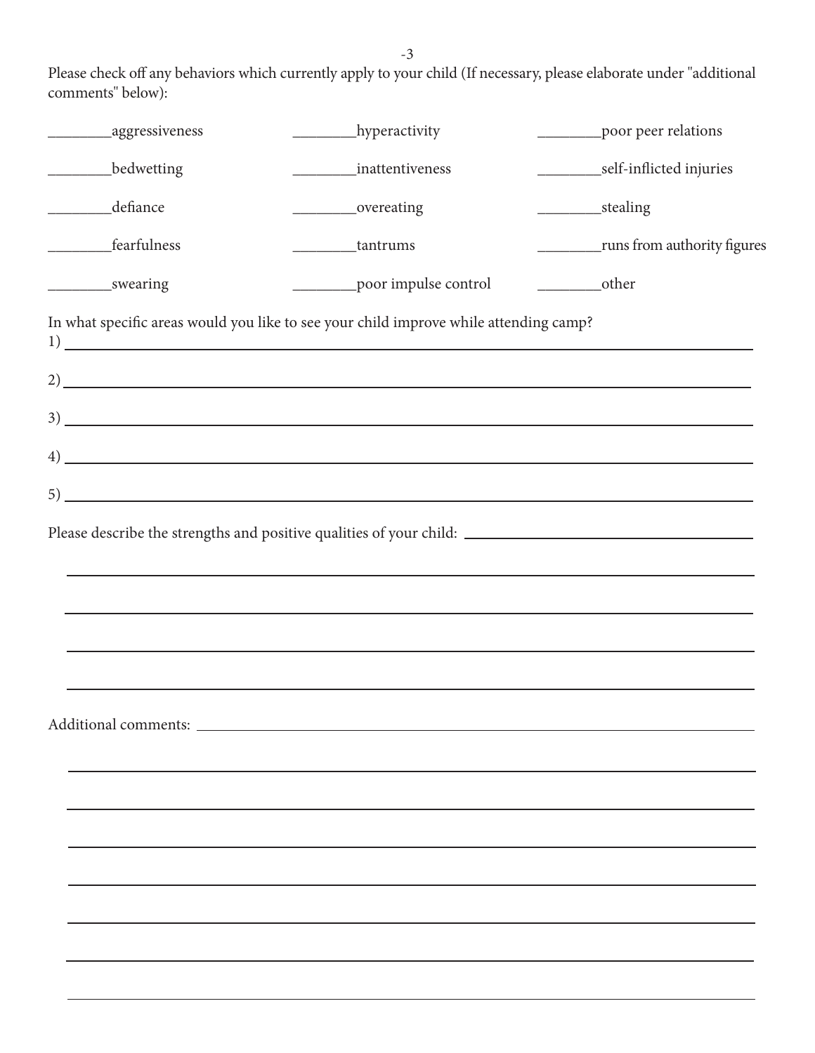Please check off any behaviors which currently apply to your child (If necessary, please elaborate under "additional comments" below):

________aggressiveness
________hyperactivity
________poor peer relations
________bedwetting
________inattentiveness
________self-inflicted injuries
________defiance
________overeating
________stealing
________fearfulness
________tantrums
________runs from authority figures
________swearing
________poor impulse control
________other

In what specific areas would you like to see your child improve while attending camp?

1) ____________________________________________________________

2) ____________________________________________________________

3) ____________________________________________________________

4) ____________________________________________________________

5) ____________________________________________________________

Please describe the strengths and positive qualities of your child: ______________________________

____________________________________________________________

____________________________________________________________

____________________________________________________________

____________________________________________________________

Additional comments: ____________________________________________________________

____________________________________________________________

____________________________________________________________

____________________________________________________________

____________________________________________________________

____________________________________________________________

____________________________________________________________

____________________________________________________________